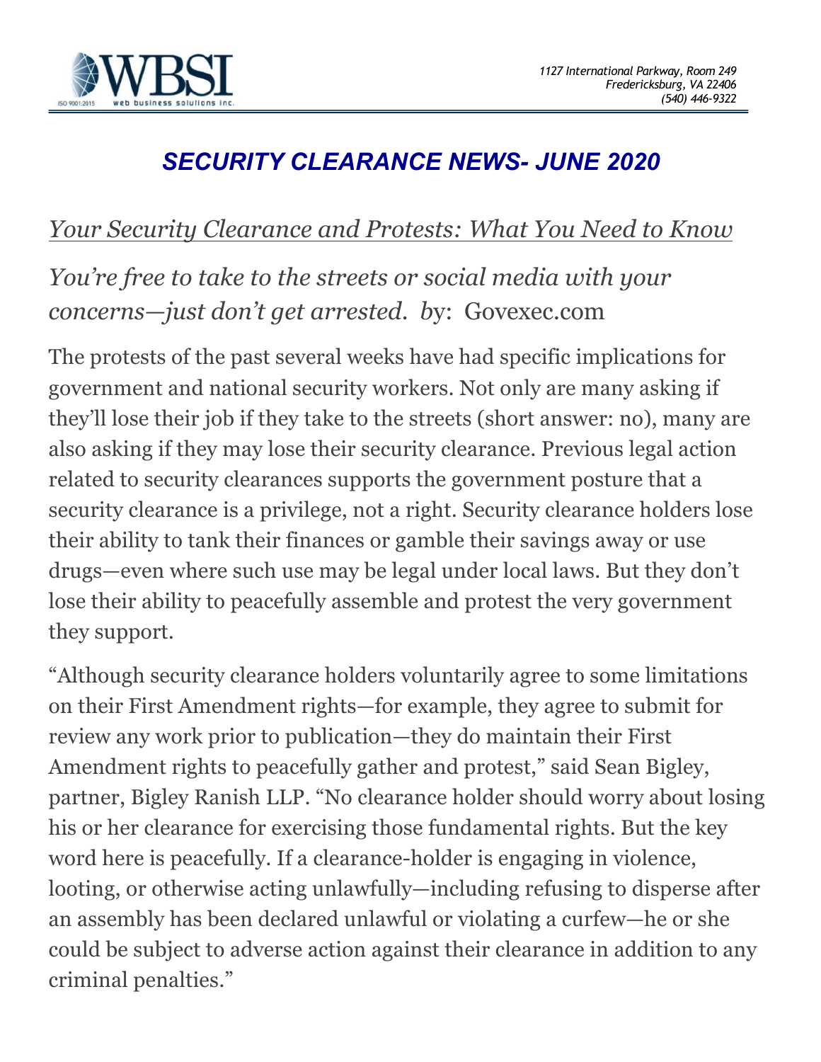1127 International Parkway, Room 249
Fredericksburg, VA 22406
(540) 446-9322

# *SECURITY CLEARANCE NEWS- JUNE 2020*

## *Your Security Clearance and Protests: What You Need to Know*

*You're free to take to the streets or social media with your concerns—just don't get arrested. by*: Govexec.com

The protests of the past several weeks have had specific implications for government and national security workers. Not only are many asking if they'll lose their job if they take to the streets (short answer: no), many are also asking if they may lose their security clearance. Previous legal action related to security clearances supports the government posture that a security clearance is a privilege, not a right. Security clearance holders lose their ability to tank their finances or gamble their savings away or use drugs—even where such use may be legal under local laws. But they don't lose their ability to peacefully assemble and protest the very government they support.

"Although security clearance holders voluntarily agree to some limitations on their First Amendment rights—for example, they agree to submit for review any work prior to publication—they do maintain their First Amendment rights to peacefully gather and protest," said Sean Bigley, partner, Bigley Ranish LLP. "No clearance holder should worry about losing his or her clearance for exercising those fundamental rights. But the key word here is peacefully. If a clearance-holder is engaging in violence, looting, or otherwise acting unlawfully—including refusing to disperse after an assembly has been declared unlawful or violating a curfew—he or she could be subject to adverse action against their clearance in addition to any criminal penalties."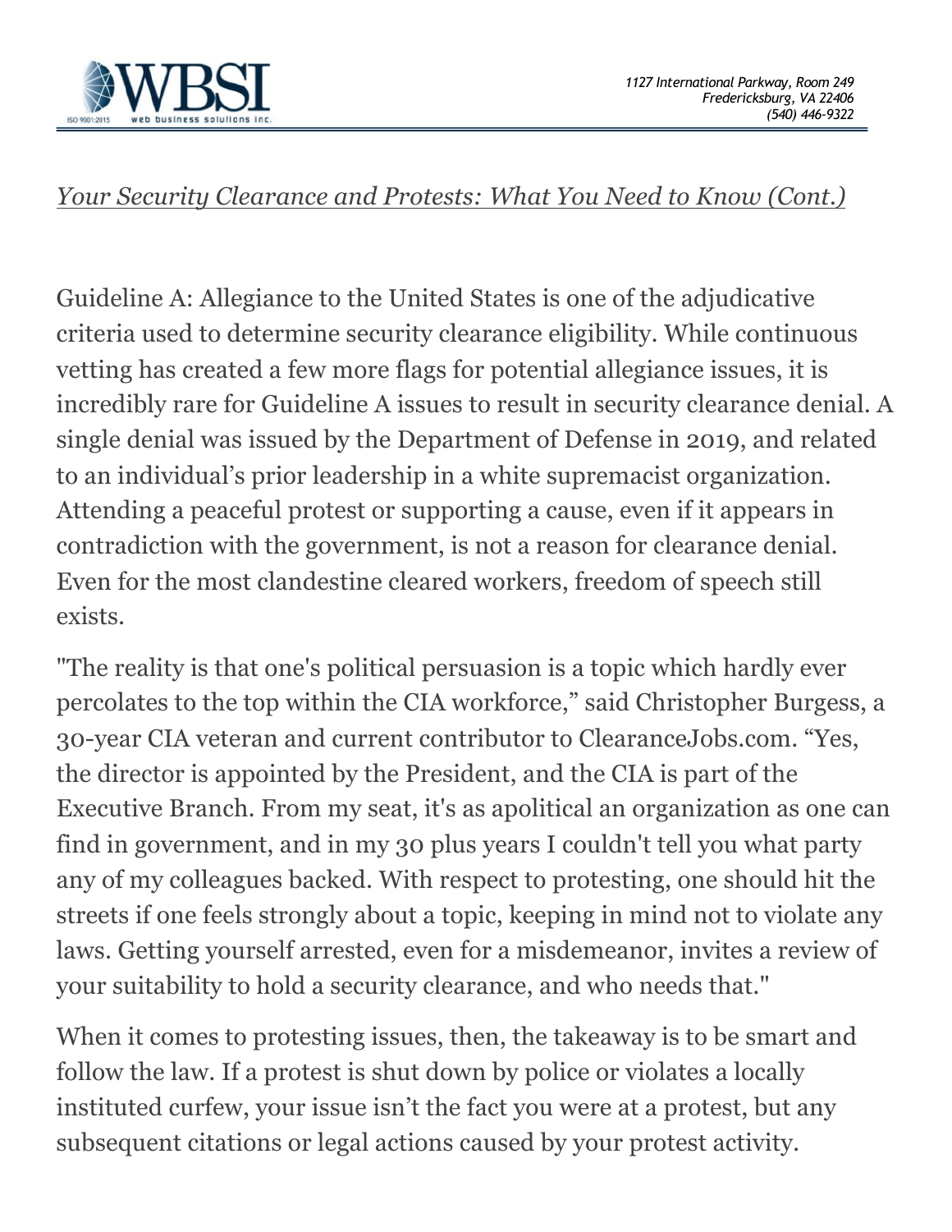*Your Security Clearance and Protests: What You Need to Know (Cont.)*

Guideline A: Allegiance to the United States is one of the adjudicative criteria used to determine security clearance eligibility. While continuous vetting has created a few more flags for potential allegiance issues, it is incredibly rare for Guideline A issues to result in security clearance denial. A single denial was issued by the Department of Defense in 2019, and related to an individual's prior leadership in a white supremacist organization. Attending a peaceful protest or supporting a cause, even if it appears in contradiction with the government, is not a reason for clearance denial. Even for the most clandestine cleared workers, freedom of speech still exists.

"The reality is that one's political persuasion is a topic which hardly ever percolates to the top within the CIA workforce," said Christopher Burgess, a 30-year CIA veteran and current contributor to ClearanceJobs.com. "Yes, the director is appointed by the President, and the CIA is part of the Executive Branch. From my seat, it's as apolitical an organization as one can find in government, and in my 30 plus years I couldn't tell you what party any of my colleagues backed. With respect to protesting, one should hit the streets if one feels strongly about a topic, keeping in mind not to violate any laws. Getting yourself arrested, even for a misdemeanor, invites a review of your suitability to hold a security clearance, and who needs that."

When it comes to protesting issues, then, the takeaway is to be smart and follow the law. If a protest is shut down by police or violates a locally instituted curfew, your issue isn't the fact you were at a protest, but any subsequent citations or legal actions caused by your protest activity.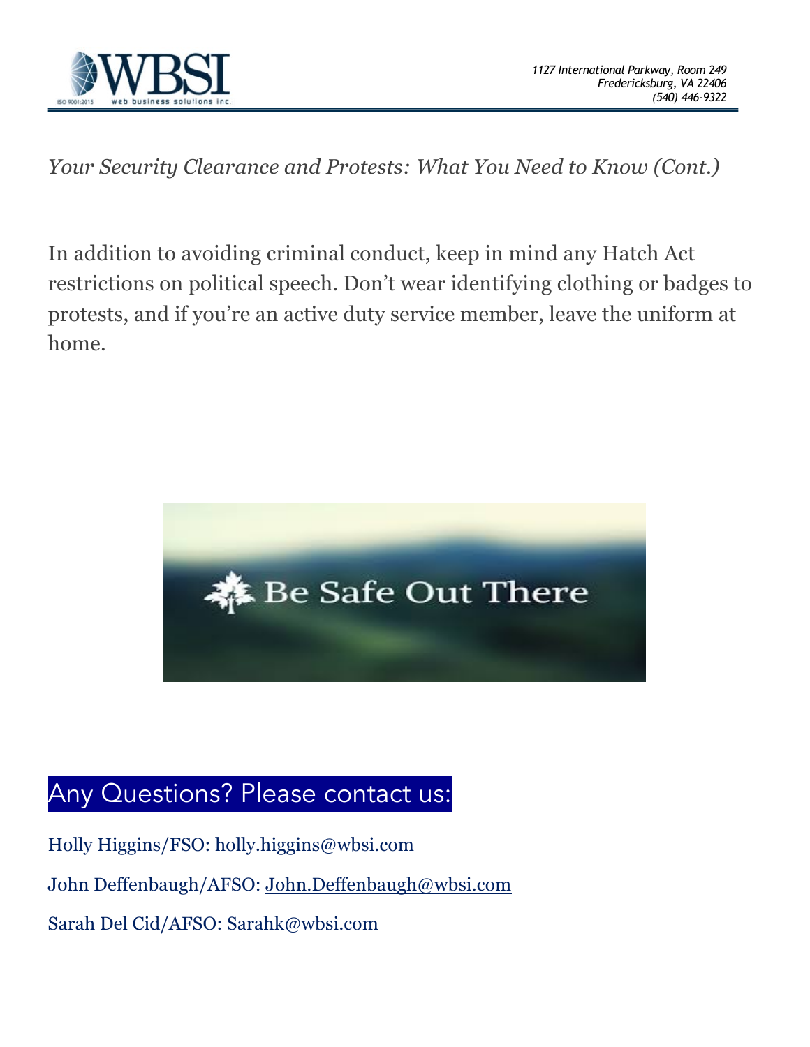*Your Security Clearance and Protests: What You Need to Know (Cont.)*

In addition to avoiding criminal conduct, keep in mind any Hatch Act restrictions on political speech. Don't wear identifying clothing or badges to protests, and if you're an active duty service member, leave the uniform at home.

Be Safe Out There

## Any Questions? Please contact us:

Holly Higgins/FSO: holly.higgins@wbsi.com

John Deffenbaugh/AFSO: John.Deffenbaugh@wbsi.com

Sarah Del Cid/AFSO: Sarahk@wbsi.com